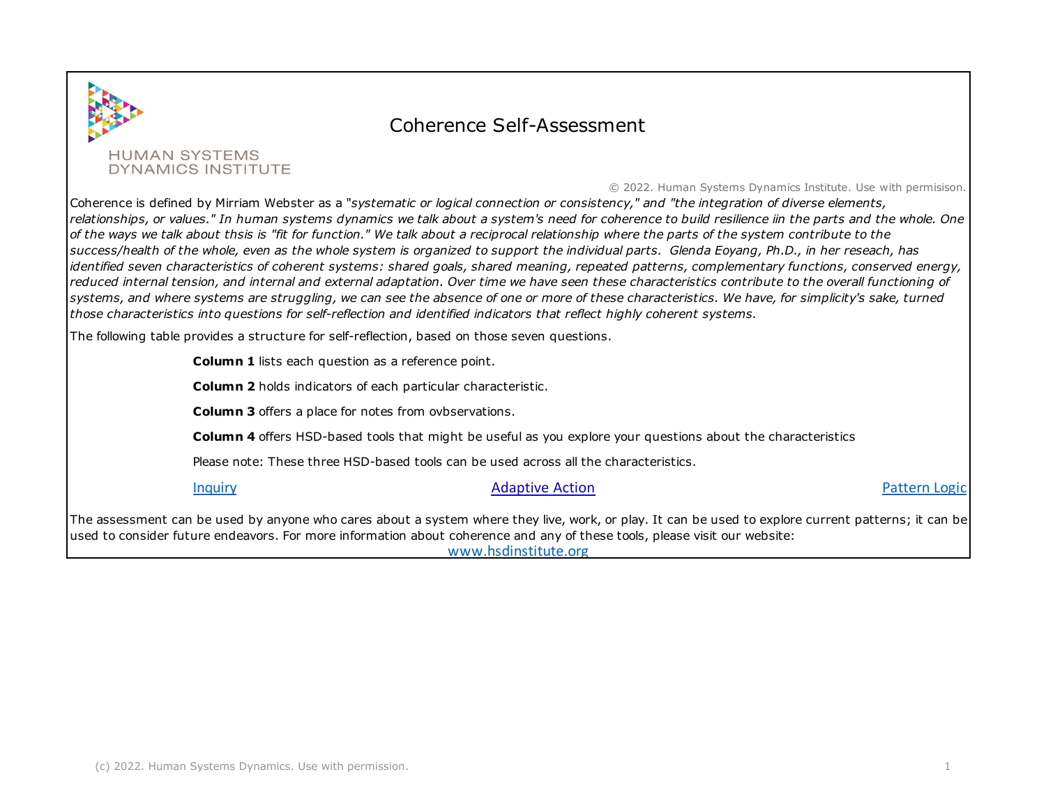HUMAN SYSTEMS
DYNAMICS INSTITUTE

# Coherence Self-Assessment

© 2022. Human Systems Dynamics Institute. Use with permisison.

Coherence is defined by Mirriam Webster as a "*systematic or logical connection or consistency," and "the integration of diverse elements, relationships, or values." In human systems dynamics we talk about a system's need for coherence to build resilience iin the parts and the whole. One of the ways we talk about thsis is "fit for function." We talk about a reciprocal relationship where the parts of the system contribute to the success/health of the whole, even as the whole system is organized to support the individual parts. Glenda Eoyang, Ph.D., in her reseach, has identified seven characteristics of coherent systems: shared goals, shared meaning, repeated patterns, complementary functions, conserved energy, reduced internal tension, and internal and external adaptation. Over time we have seen these characteristics contribute to the overall functioning of systems, and where systems are struggling, we can see the absence of one or more of these characteristics. We have, for simplicity's sake, turned those characteristics into questions for self-reflection and identified indicators that reflect highly coherent systems.*

The following table provides a structure for self-reflection, based on those seven questions.

**Column 1** lists each question as a reference point.

**Column 2** holds indicators of each particular characteristic.

**Column 3** offers a place for notes from ovbservations.

**Column 4** offers HSD-based tools that might be useful as you explore your questions about the characteristics

Please note: These three HSD-based tools can be used across all the characteristics.

Inquiry | Adaptive Action | Pattern Logic

The assessment can be used by anyone who cares about a system where they live, work, or play. It can be used to explore current patterns; it can be used to consider future endeavors. For more information about coherence and any of these tools, please visit our website:

www.hsdinstitute.org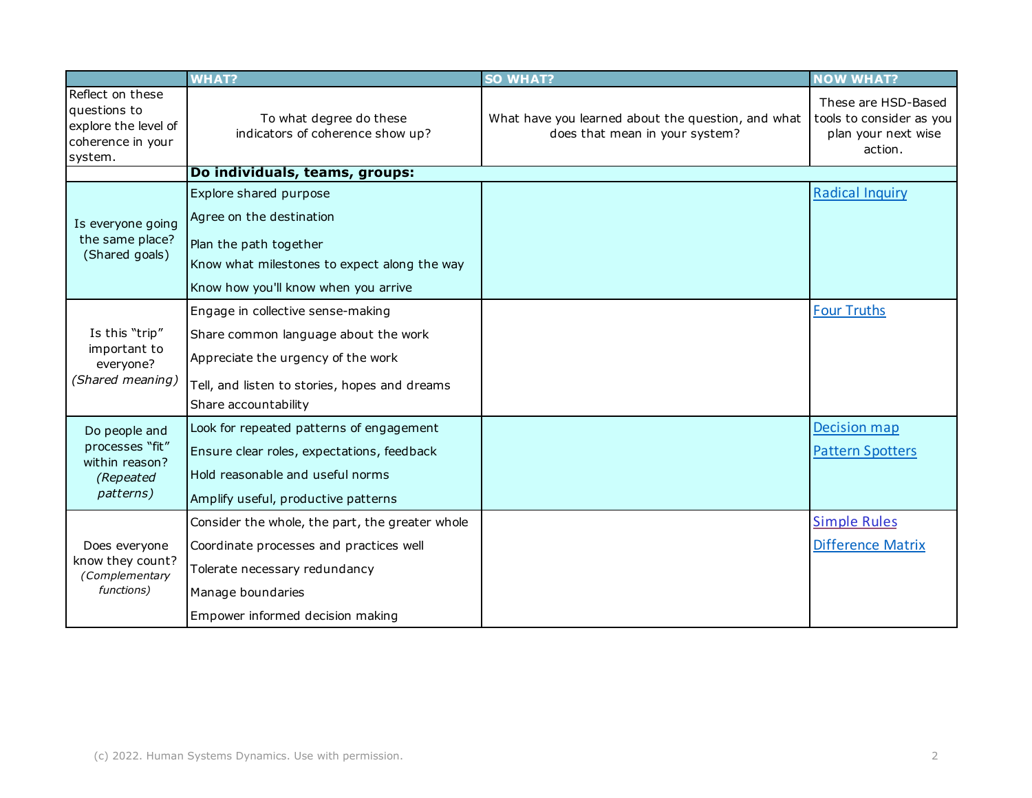| | **WHAT?** | **SO WHAT?** | **NOW WHAT?** |
|---|---|---|---|
| Reflect on these questions to explore the level of coherence in your system. | To what degree do these indicators of coherence show up? | What have you learned about the question, and what does that mean in your system? | These are HSD-Based tools to consider as you plan your next wise action. |
| | **Do individuals, teams, groups:** | | |
| Is everyone going the same place? (Shared goals) | Explore shared purpose<br>Agree on the destination<br>Plan the path together<br>Know what milestones to expect along the way<br>Know how you'll know when you arrive | | Radical Inquiry |
| Is this "trip" important to everyone? *(Shared meaning)* | Engage in collective sense-making<br>Share common language about the work<br>Appreciate the urgency of the work<br>Tell, and listen to stories, hopes and dreams<br>Share accountability | | Four Truths |
| Do people and processes "fit" within reason? *(Repeated patterns)* | Look for repeated patterns of engagement<br>Ensure clear roles, expectations, feedback<br>Hold reasonable and useful norms<br>Amplify useful, productive patterns | | Decision map<br>Pattern Spotters |
| Does everyone know they count? *(Complementary functions)* | Consider the whole, the part, the greater whole<br>Coordinate processes and practices well<br>Tolerate necessary redundancy<br>Manage boundaries<br>Empower informed decision making | | Simple Rules<br>Difference Matrix |

(c) 2022. Human Systems Dynamics. Use with permission.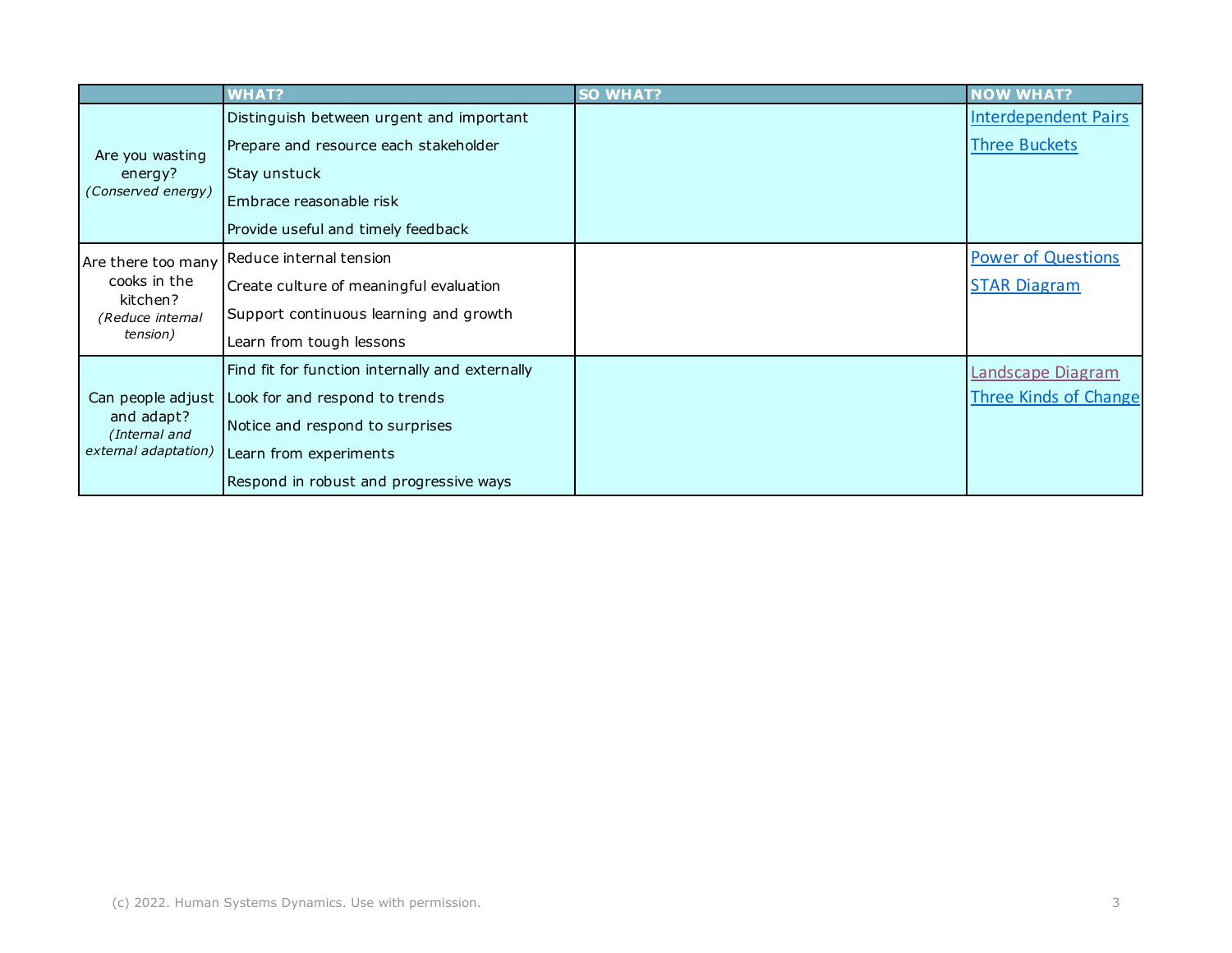| | WHAT? | SO WHAT? | NOW WHAT? |
|---|---|---|---|
| Are you wasting energy? *(Conserved energy)* | Distinguish between urgent and important | | Interdependent Pairs |
| | Prepare and resource each stakeholder | | Three Buckets |
| | Stay unstuck | | |
| | Embrace reasonable risk | | |
| | Provide useful and timely feedback | | |
| Are there too many cooks in the kitchen? *(Reduce internal tension)* | Reduce internal tension | | Power of Questions |
| | Create culture of meaningful evaluation | | STAR Diagram |
| | Support continuous learning and growth | | |
| | Learn from tough lessons | | |
| Can people adjust and adapt? *(Internal and external adaptation)* | Find fit for function internally and externally | | Landscape Diagram |
| | Look for and respond to trends | | Three Kinds of Change |
| | Notice and respond to surprises | | |
| | Learn from experiments | | |
| | Respond in robust and progressive ways | | |

(c) 2022. Human Systems Dynamics. Use with permission.